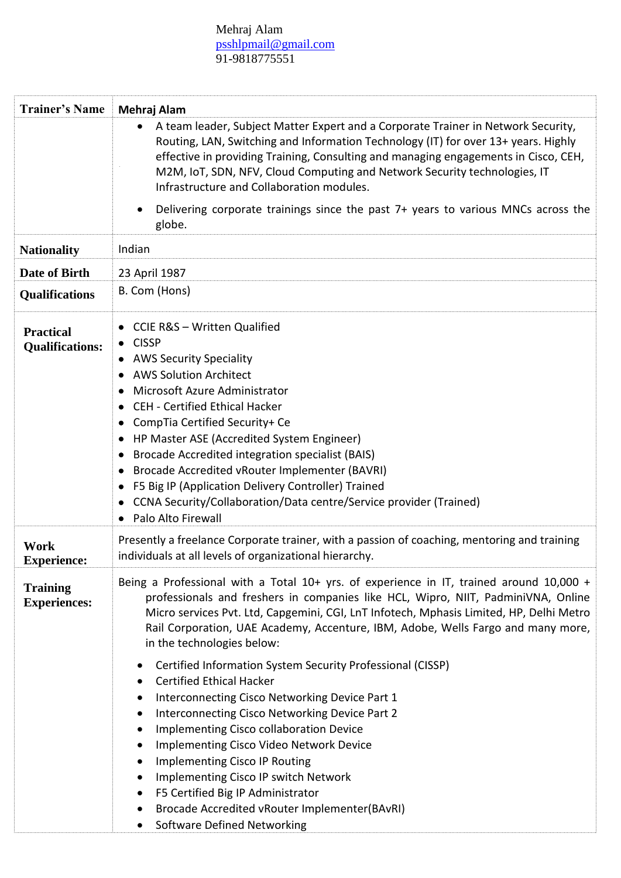Mehraj Alam
psshlpmail@gmail.com
91-9818775551

| Trainer's Name | Mehraj Alam |
|---|---|
| | • A team leader, Subject Matter Expert and a Corporate Trainer in Network Security, Routing, LAN, Switching and Information Technology (IT) for over 13+ years. Highly effective in providing Training, Consulting and managing engagements in Cisco, CEH, M2M, IoT, SDN, NFV, Cloud Computing and Network Security technologies, IT Infrastructure and Collaboration modules.<br>• Delivering corporate trainings since the past 7+ years to various MNCs across the globe. |
| Nationality | Indian |
| Date of Birth | 23 April 1987 |
| Qualifications | B. Com (Hons) |
| Practical Qualifications: | • CCIE R&S – Written Qualified<br>• CISSP<br>• AWS Security Speciality<br>• AWS Solution Architect<br>• Microsoft Azure Administrator<br>• CEH - Certified Ethical Hacker<br>• CompTia Certified Security+ Ce<br>• HP Master ASE (Accredited System Engineer)<br>• Brocade Accredited integration specialist (BAIS)<br>• Brocade Accredited vRouter Implementer (BAVRI)<br>• F5 Big IP (Application Delivery Controller) Trained<br>• CCNA Security/Collaboration/Data centre/Service provider (Trained)<br>• Palo Alto Firewall |
| Work Experience: | Presently a freelance Corporate trainer, with a passion of coaching, mentoring and training individuals at all levels of organizational hierarchy. |
| Training Experiences: | Being a Professional with a Total 10+ yrs. of experience in IT, trained around 10,000 + professionals and freshers in companies like HCL, Wipro, NIIT, PadminiVNA, Online Micro services Pvt. Ltd, Capgemini, CGI, LnT Infotech, Mphasis Limited, HP, Delhi Metro Rail Corporation, UAE Academy, Accenture, IBM, Adobe, Wells Fargo and many more, in the technologies below:<br>• Certified Information System Security Professional (CISSP)<br>• Certified Ethical Hacker<br>• Interconnecting Cisco Networking Device Part 1<br>• Interconnecting Cisco Networking Device Part 2<br>• Implementing Cisco collaboration Device<br>• Implementing Cisco Video Network Device<br>• Implementing Cisco IP Routing<br>• Implementing Cisco IP switch Network<br>• F5 Certified Big IP Administrator<br>• Brocade Accredited vRouter Implementer(BAvRI)<br>• Software Defined Networking |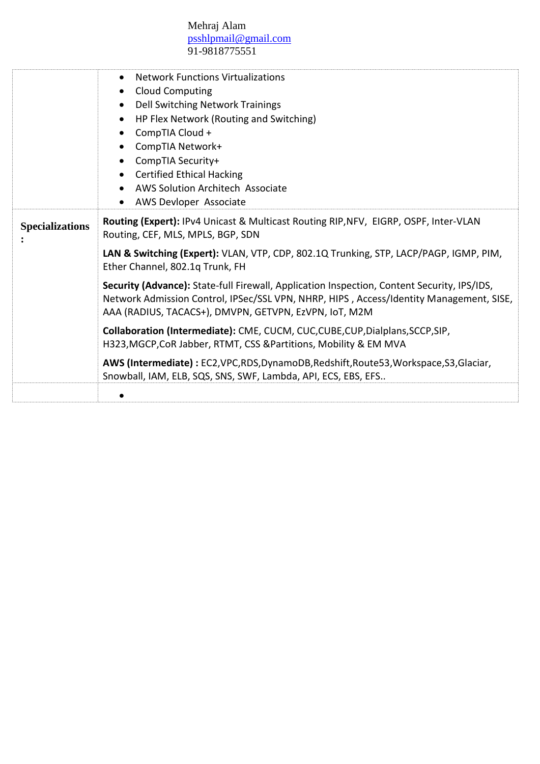Mehraj Alam
psshlpmail@gmail.com
91-9818775551

| | |
|---|---|
| | • Network Functions Virtualizations<br>• Cloud Computing<br>• Dell Switching Network Trainings<br>• HP Flex Network (Routing and Switching)<br>• CompTIA Cloud +<br>• CompTIA Network+<br>• CompTIA Security+<br>• Certified Ethical Hacking<br>• AWS Solution Architech Associate<br>• AWS Devloper Associate |
| **Specializations :** | **Routing (Expert):** IPv4 Unicast & Multicast Routing RIP,NFV, EIGRP, OSPF, Inter-VLAN Routing, CEF, MLS, MPLS, BGP, SDN<br><br>**LAN & Switching (Expert):** VLAN, VTP, CDP, 802.1Q Trunking, STP, LACP/PAGP, IGMP, PIM, Ether Channel, 802.1q Trunk, FH<br><br>**Security (Advance):** State-full Firewall, Application Inspection, Content Security, IPS/IDS, Network Admission Control, IPSec/SSL VPN, NHRP, HIPS , Access/Identity Management, SISE, AAA (RADIUS, TACACS+), DMVPN, GETVPN, EzVPN, IoT, M2M<br><br>**Collaboration (Intermediate):** CME, CUCM, CUC,CUBE,CUP,Dialplans,SCCP,SIP, H323,MGCP,CoR Jabber, RTMT, CSS &Partitions, Mobility & EM MVA<br><br>**AWS (Intermediate) :** EC2,VPC,RDS,DynamoDB,Redshift,Route53,Workspace,S3,Glaciar, Snowball, IAM, ELB, SQS, SNS, SWF, Lambda, API, ECS, EBS, EFS.. |
| | • |